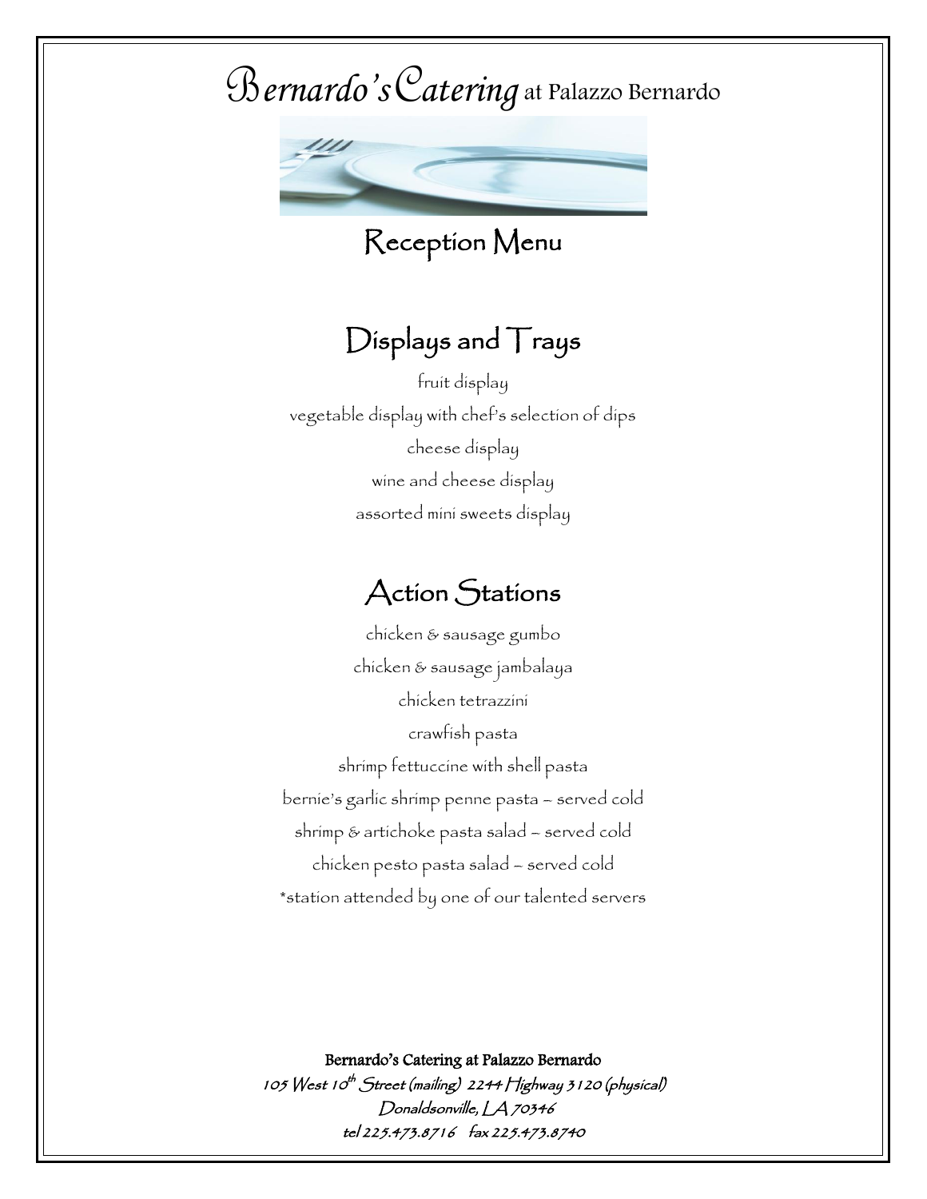# Bernardo's Catering at Palazzo Bernardo

## Reception Menu

### Displays and Trays

fruit display

vegetable display with chef's selection of dips

cheese display

wine and cheese display

assorted mini sweets display

### Action Stations

chicken & sausage gumbo

chicken & sausage jambalaya

chicken tetrazzini

crawfish pasta

shrimp fettuccine with shell pasta

bernie's garlic shrimp penne pasta – served cold

shrimp & artichoke pasta salad – served cold

chicken pesto pasta salad – served cold

*station attended by one of our talented servers

**Bernardo's Catering at Palazzo Bernardo**

*105 West 10th Street (mailing) 2244 Highway 3120 (physical)*

*Donaldsonville, LA 70346*

*tel 225.473.8716 fax 225.473.8740*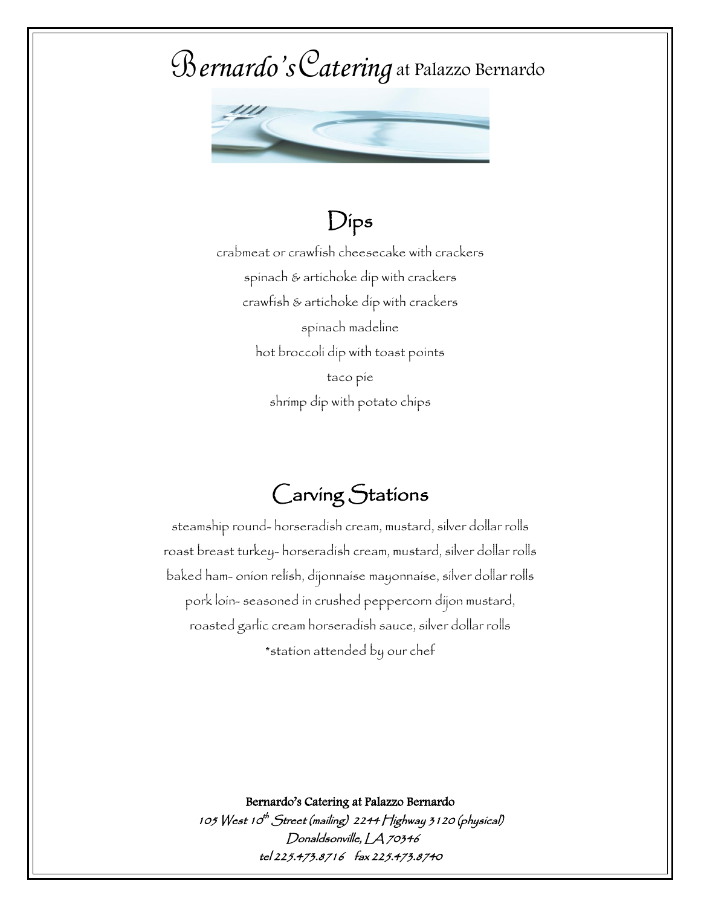# Bernardo's Catering at Palazzo Bernardo

## Dips

crabmeat or crawfish cheesecake with crackers

spinach & artichoke dip with crackers

crawfish & artichoke dip with crackers

spinach madeline

hot broccoli dip with toast points

taco pie

shrimp dip with potato chips

## Carving Stations

steamship round- horseradish cream, mustard, silver dollar rolls

roast breast turkey- horseradish cream, mustard, silver dollar rolls

baked ham- onion relish, dijonnaise mayonnaise, silver dollar rolls

pork loin- seasoned in crushed peppercorn dijon mustard,

roasted garlic cream horseradish sauce, silver dollar rolls

*station attended by our chef

**Bernardo's Catering at Palazzo Bernardo**

*105 West 10th Street (mailing) 2244 Highway 3120 (physical)*

*Donaldsonville, LA 70346*

*tel 225.473.8716 fax 225.473.8740*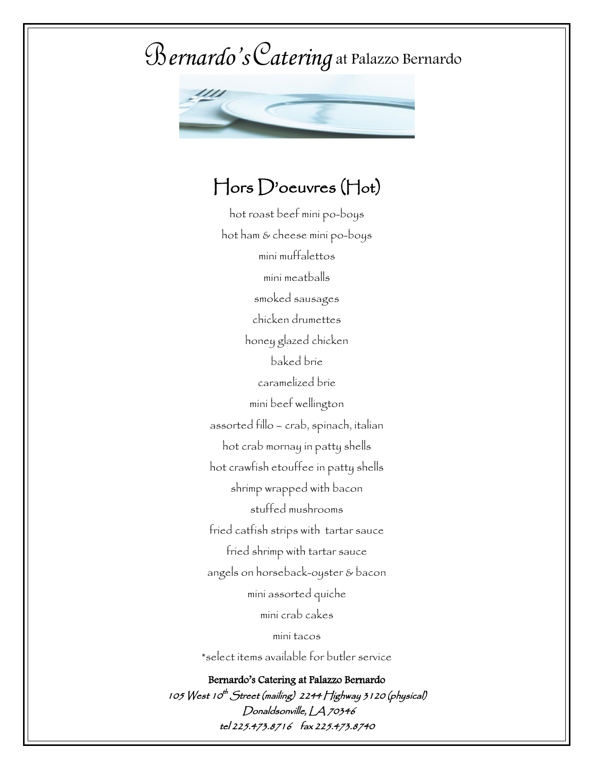# Bernardo's Catering at Palazzo Bernardo

## Hors D'oeuvres (Hot)

hot roast beef mini po-boys

hot ham & cheese mini po-boys

mini muffalettos

mini meatballs

smoked sausages

chicken drumettes

honey glazed chicken

baked brie

caramelized brie

mini beef wellington

assorted fillo – crab, spinach, italian

hot crab mornay in patty shells

hot crawfish etouffee in patty shells

shrimp wrapped with bacon

stuffed mushrooms

fried catfish strips with tartar sauce

fried shrimp with tartar sauce

angels on horseback-oyster & bacon

mini assorted quiche

mini crab cakes

mini tacos

*select items available for butler service

**Bernardo's Catering at Palazzo Bernardo**

*105 West 10th Street (mailing) 2244 Highway 3120 (physical)*

*Donaldsonville, LA 70346*

*tel 225.473.8716 fax 225.473.8740*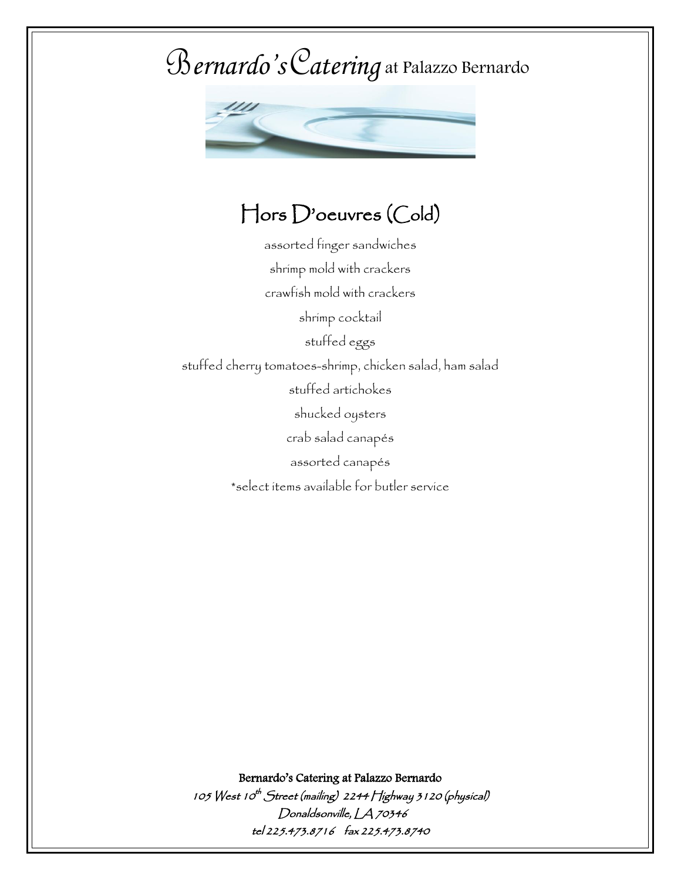# Bernardo's Catering at Palazzo Bernardo

## Hors D'oeuvres (Cold)

assorted finger sandwiches

shrimp mold with crackers

crawfish mold with crackers

shrimp cocktail

stuffed eggs

stuffed cherry tomatoes-shrimp, chicken salad, ham salad

stuffed artichokes

shucked oysters

crab salad canapés

assorted canapés

*select items available for butler service

**Bernardo's Catering at Palazzo Bernardo**

*105 West 10th Street (mailing) 2244 Highway 3120 (physical)*

*Donaldsonville, LA 70346*

*tel 225.473.8716 fax 225.473.8740*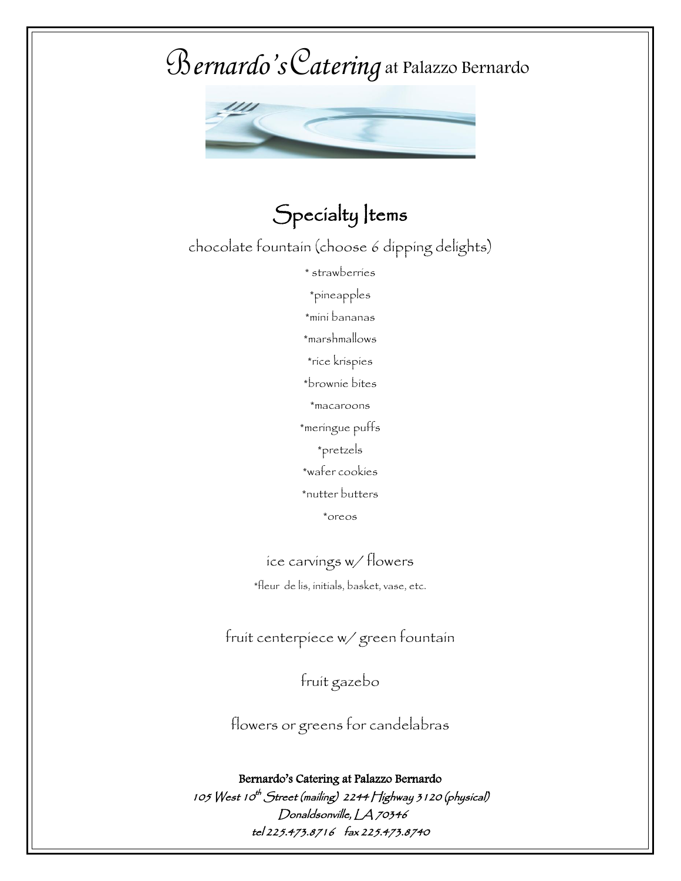# Bernardo's Catering at Palazzo Bernardo

## Specialty Items

chocolate fountain (choose 6 dipping delights)

* strawberries
*pineapples
*mini bananas
*marshmallows
*rice krispies
*brownie bites
*macaroons
*meringue puffs
*pretzels
*wafer cookies
*nutter butters
*oreos

ice carvings w/ flowers

*fleur de lis, initials, basket, vase, etc.

fruit centerpiece w/ green fountain

fruit gazebo

flowers or greens for candelabras

**Bernardo's Catering at Palazzo Bernardo**
*105 West 10th Street (mailing) 2244 Highway 3120 (physical)*
*Donaldsonville, LA 70346*
*tel 225.473.8716 fax 225.473.8740*